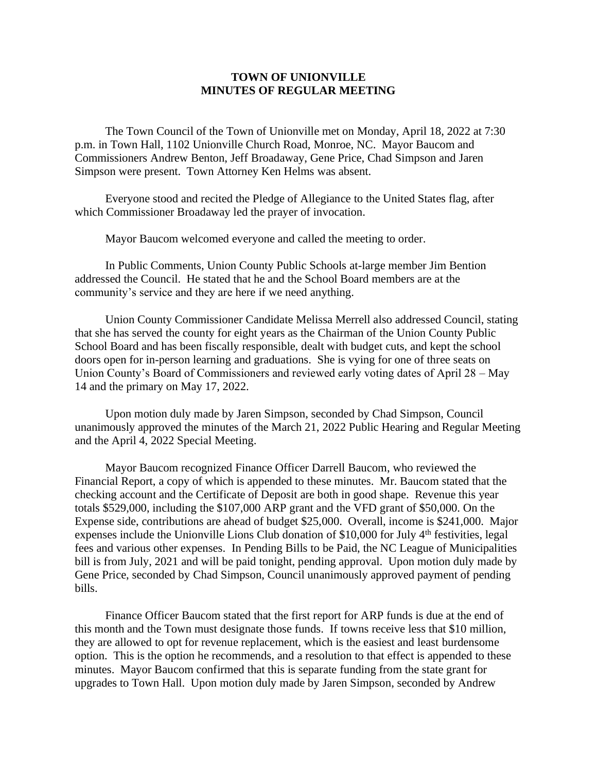# TOWN OF UNIONVILLE
# MINUTES OF REGULAR MEETING

The Town Council of the Town of Unionville met on Monday, April 18, 2022 at 7:30 p.m. in Town Hall, 1102 Unionville Church Road, Monroe, NC. Mayor Baucom and Commissioners Andrew Benton, Jeff Broadaway, Gene Price, Chad Simpson and Jaren Simpson were present. Town Attorney Ken Helms was absent.

Everyone stood and recited the Pledge of Allegiance to the United States flag, after which Commissioner Broadaway led the prayer of invocation.

Mayor Baucom welcomed everyone and called the meeting to order.

In Public Comments, Union County Public Schools at-large member Jim Bention addressed the Council. He stated that he and the School Board members are at the community's service and they are here if we need anything.

Union County Commissioner Candidate Melissa Merrell also addressed Council, stating that she has served the county for eight years as the Chairman of the Union County Public School Board and has been fiscally responsible, dealt with budget cuts, and kept the school doors open for in-person learning and graduations. She is vying for one of three seats on Union County's Board of Commissioners and reviewed early voting dates of April 28 – May 14 and the primary on May 17, 2022.

Upon motion duly made by Jaren Simpson, seconded by Chad Simpson, Council unanimously approved the minutes of the March 21, 2022 Public Hearing and Regular Meeting and the April 4, 2022 Special Meeting.

Mayor Baucom recognized Finance Officer Darrell Baucom, who reviewed the Financial Report, a copy of which is appended to these minutes. Mr. Baucom stated that the checking account and the Certificate of Deposit are both in good shape. Revenue this year totals $529,000, including the $107,000 ARP grant and the VFD grant of $50,000. On the Expense side, contributions are ahead of budget $25,000. Overall, income is $241,000. Major expenses include the Unionville Lions Club donation of $10,000 for July 4th festivities, legal fees and various other expenses. In Pending Bills to be Paid, the NC League of Municipalities bill is from July, 2021 and will be paid tonight, pending approval. Upon motion duly made by Gene Price, seconded by Chad Simpson, Council unanimously approved payment of pending bills.

Finance Officer Baucom stated that the first report for ARP funds is due at the end of this month and the Town must designate those funds. If towns receive less that $10 million, they are allowed to opt for revenue replacement, which is the easiest and least burdensome option. This is the option he recommends, and a resolution to that effect is appended to these minutes. Mayor Baucom confirmed that this is separate funding from the state grant for upgrades to Town Hall. Upon motion duly made by Jaren Simpson, seconded by Andrew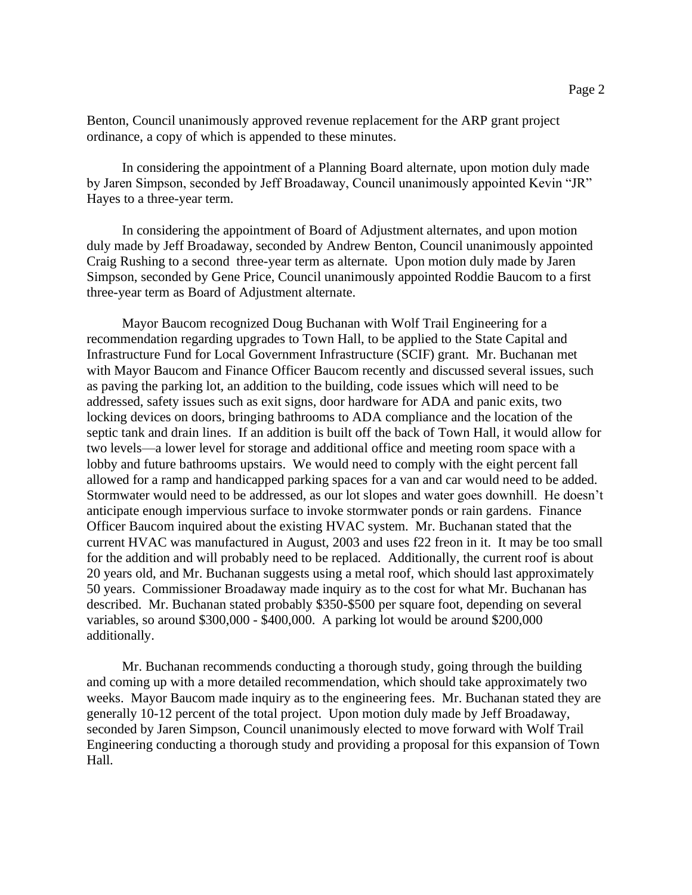Benton, Council unanimously approved revenue replacement for the ARP grant project ordinance, a copy of which is appended to these minutes.

In considering the appointment of a Planning Board alternate, upon motion duly made by Jaren Simpson, seconded by Jeff Broadaway, Council unanimously appointed Kevin "JR" Hayes to a three-year term.

In considering the appointment of Board of Adjustment alternates, and upon motion duly made by Jeff Broadaway, seconded by Andrew Benton, Council unanimously appointed Craig Rushing to a second three-year term as alternate. Upon motion duly made by Jaren Simpson, seconded by Gene Price, Council unanimously appointed Roddie Baucom to a first three-year term as Board of Adjustment alternate.

Mayor Baucom recognized Doug Buchanan with Wolf Trail Engineering for a recommendation regarding upgrades to Town Hall, to be applied to the State Capital and Infrastructure Fund for Local Government Infrastructure (SCIF) grant. Mr. Buchanan met with Mayor Baucom and Finance Officer Baucom recently and discussed several issues, such as paving the parking lot, an addition to the building, code issues which will need to be addressed, safety issues such as exit signs, door hardware for ADA and panic exits, two locking devices on doors, bringing bathrooms to ADA compliance and the location of the septic tank and drain lines. If an addition is built off the back of Town Hall, it would allow for two levels—a lower level for storage and additional office and meeting room space with a lobby and future bathrooms upstairs. We would need to comply with the eight percent fall allowed for a ramp and handicapped parking spaces for a van and car would need to be added. Stormwater would need to be addressed, as our lot slopes and water goes downhill. He doesn't anticipate enough impervious surface to invoke stormwater ponds or rain gardens. Finance Officer Baucom inquired about the existing HVAC system. Mr. Buchanan stated that the current HVAC was manufactured in August, 2003 and uses f22 freon in it. It may be too small for the addition and will probably need to be replaced. Additionally, the current roof is about 20 years old, and Mr. Buchanan suggests using a metal roof, which should last approximately 50 years. Commissioner Broadaway made inquiry as to the cost for what Mr. Buchanan has described. Mr. Buchanan stated probably $350-$500 per square foot, depending on several variables, so around $300,000 - $400,000. A parking lot would be around $200,000 additionally.

Mr. Buchanan recommends conducting a thorough study, going through the building and coming up with a more detailed recommendation, which should take approximately two weeks. Mayor Baucom made inquiry as to the engineering fees. Mr. Buchanan stated they are generally 10-12 percent of the total project. Upon motion duly made by Jeff Broadaway, seconded by Jaren Simpson, Council unanimously elected to move forward with Wolf Trail Engineering conducting a thorough study and providing a proposal for this expansion of Town Hall.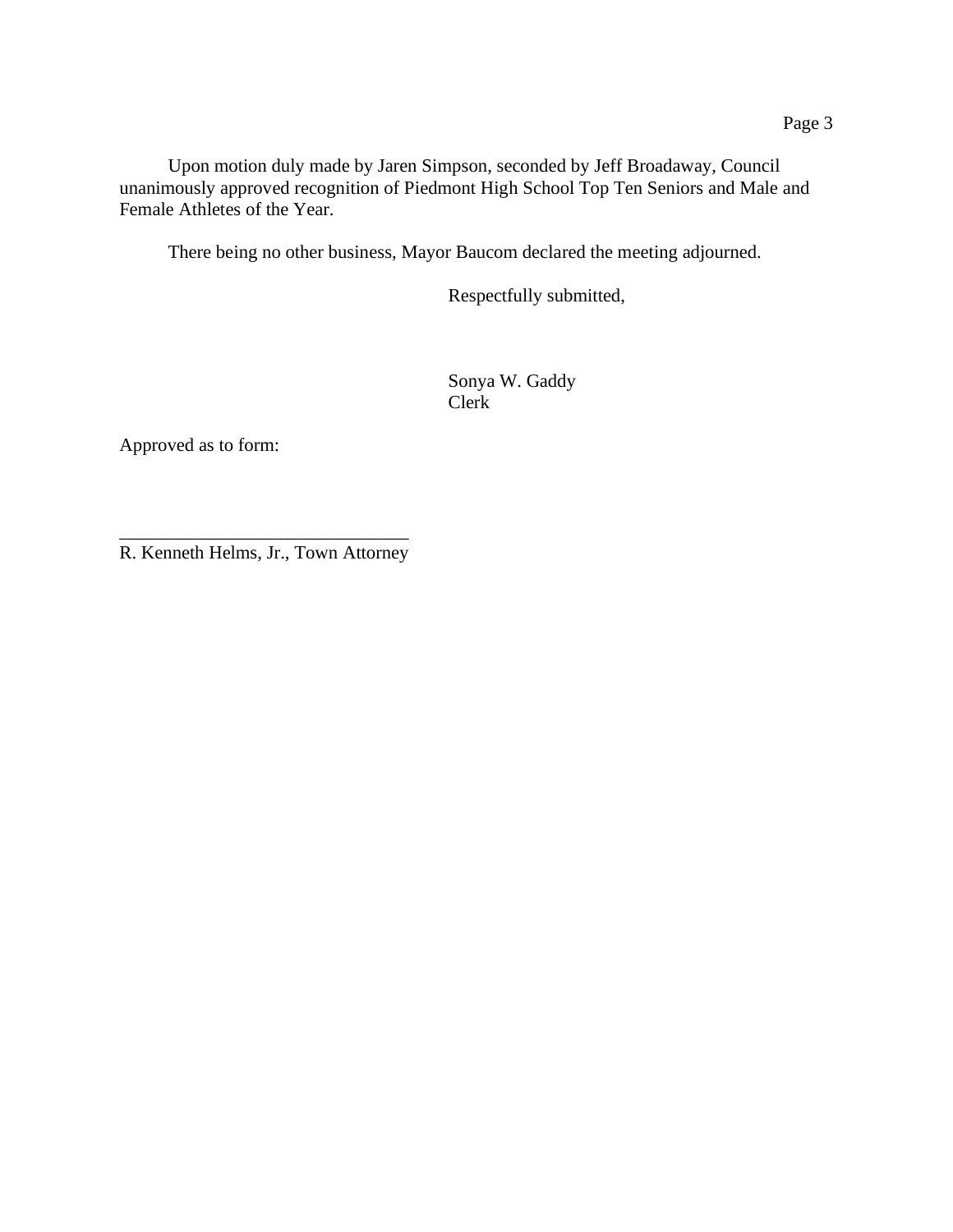Upon motion duly made by Jaren Simpson, seconded by Jeff Broadaway, Council unanimously approved recognition of Piedmont High School Top Ten Seniors and Male and Female Athletes of the Year.

There being no other business, Mayor Baucom declared the meeting adjourned.

Respectfully submitted,

Sonya W. Gaddy
Clerk

Approved as to form:

_______________________________
R. Kenneth Helms, Jr., Town Attorney